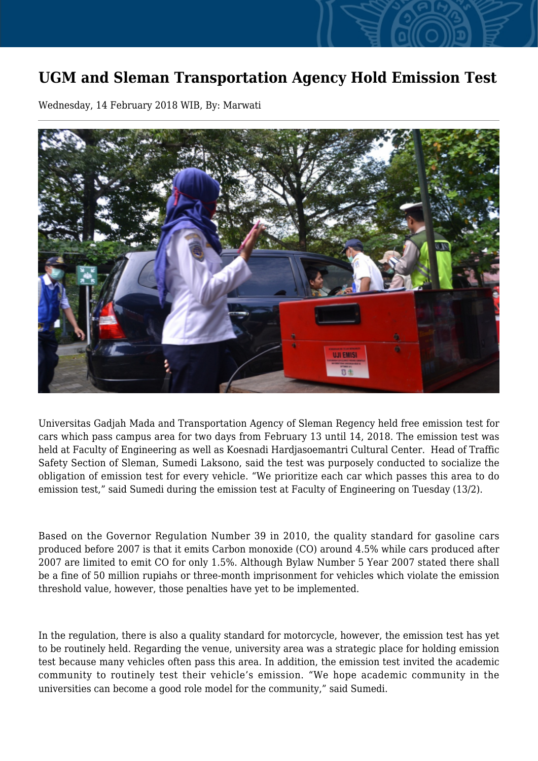# UGM and Sleman Transportation Agency Hold Emission Test

Wednesday, 14 February 2018 WIB, By: Marwati

Universitas Gadjah Mada and Transportation Agency of Sleman Regency held free emission test for cars which pass campus area for two days from February 13 until 14, 2018. The emission test was held at Faculty of Engineering as well as Koesnadi Hardjasoemantri Cultural Center. Head of Traffic Safety Section of Sleman, Sumedi Laksono, said the test was purposely conducted to socialize the obligation of emission test for every vehicle. "We prioritize each car which passes this area to do emission test," said Sumedi during the emission test at Faculty of Engineering on Tuesday (13/2).

Based on the Governor Regulation Number 39 in 2010, the quality standard for gasoline cars produced before 2007 is that it emits Carbon monoxide (CO) around 4.5% while cars produced after 2007 are limited to emit CO for only 1.5%. Although Bylaw Number 5 Year 2007 stated there shall be a fine of 50 million rupiahs or three-month imprisonment for vehicles which violate the emission threshold value, however, those penalties have yet to be implemented.

In the regulation, there is also a quality standard for motorcycle, however, the emission test has yet to be routinely held. Regarding the venue, university area was a strategic place for holding emission test because many vehicles often pass this area. In addition, the emission test invited the academic community to routinely test their vehicle's emission. "We hope academic community in the universities can become a good role model for the community," said Sumedi.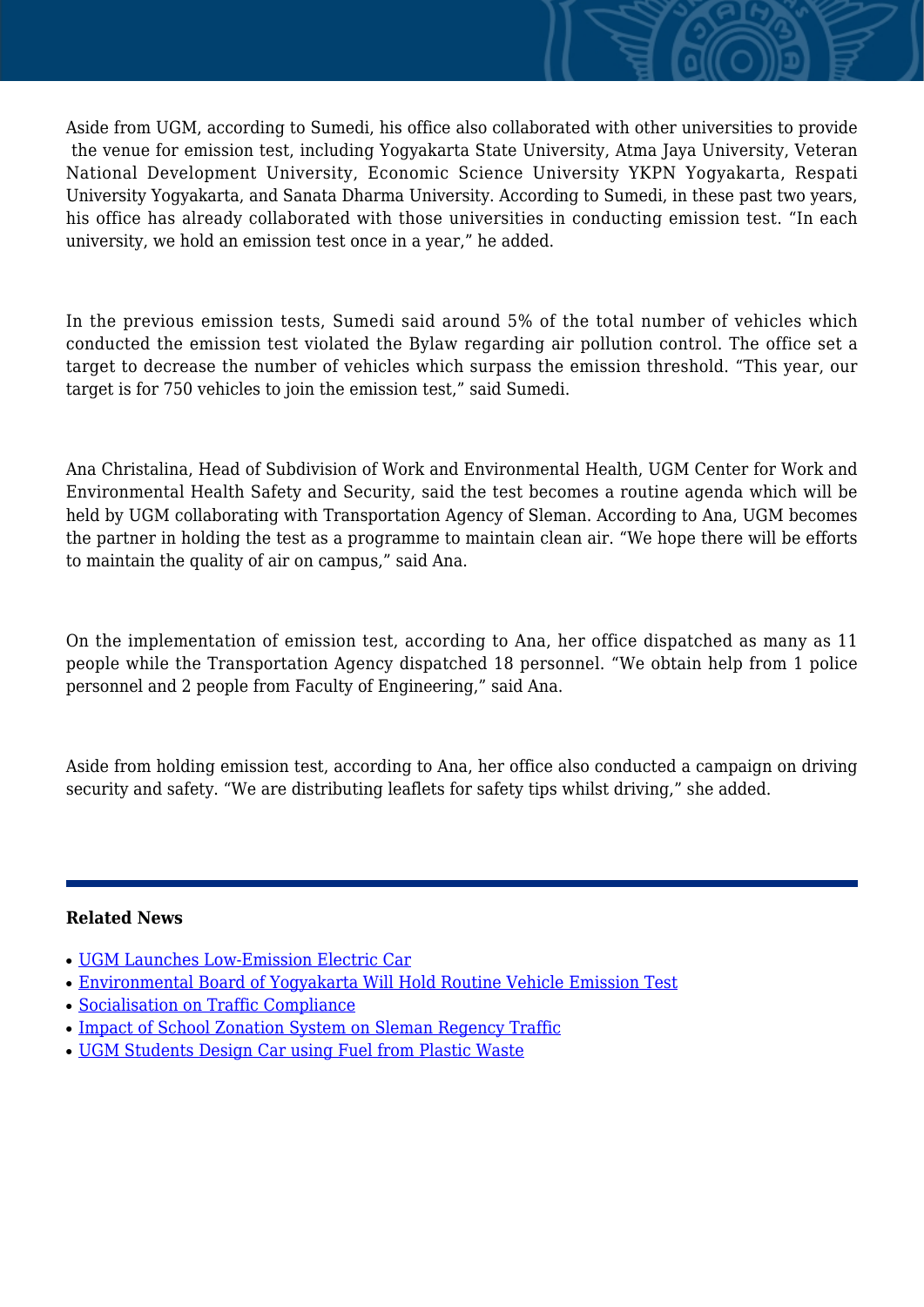Aside from UGM, according to Sumedi, his office also collaborated with other universities to provide the venue for emission test, including Yogyakarta State University, Atma Jaya University, Veteran National Development University, Economic Science University YKPN Yogyakarta, Respati University Yogyakarta, and Sanata Dharma University. According to Sumedi, in these past two years, his office has already collaborated with those universities in conducting emission test. “In each university, we hold an emission test once in a year,” he added.

In the previous emission tests, Sumedi said around 5% of the total number of vehicles which conducted the emission test violated the Bylaw regarding air pollution control. The office set a target to decrease the number of vehicles which surpass the emission threshold. “This year, our target is for 750 vehicles to join the emission test,” said Sumedi.

Ana Christalina, Head of Subdivision of Work and Environmental Health, UGM Center for Work and Environmental Health Safety and Security, said the test becomes a routine agenda which will be held by UGM collaborating with Transportation Agency of Sleman. According to Ana, UGM becomes the partner in holding the test as a programme to maintain clean air. “We hope there will be efforts to maintain the quality of air on campus,” said Ana.

On the implementation of emission test, according to Ana, her office dispatched as many as 11 people while the Transportation Agency dispatched 18 personnel. “We obtain help from 1 police personnel and 2 people from Faculty of Engineering,” said Ana.

Aside from holding emission test, according to Ana, her office also conducted a campaign on driving security and safety. “We are distributing leaflets for safety tips whilst driving,” she added.

---

**Related News**

- UGM Launches Low-Emission Electric Car
- Environmental Board of Yogyakarta Will Hold Routine Vehicle Emission Test
- Socialisation on Traffic Compliance
- Impact of School Zonation System on Sleman Regency Traffic
- UGM Students Design Car using Fuel from Plastic Waste